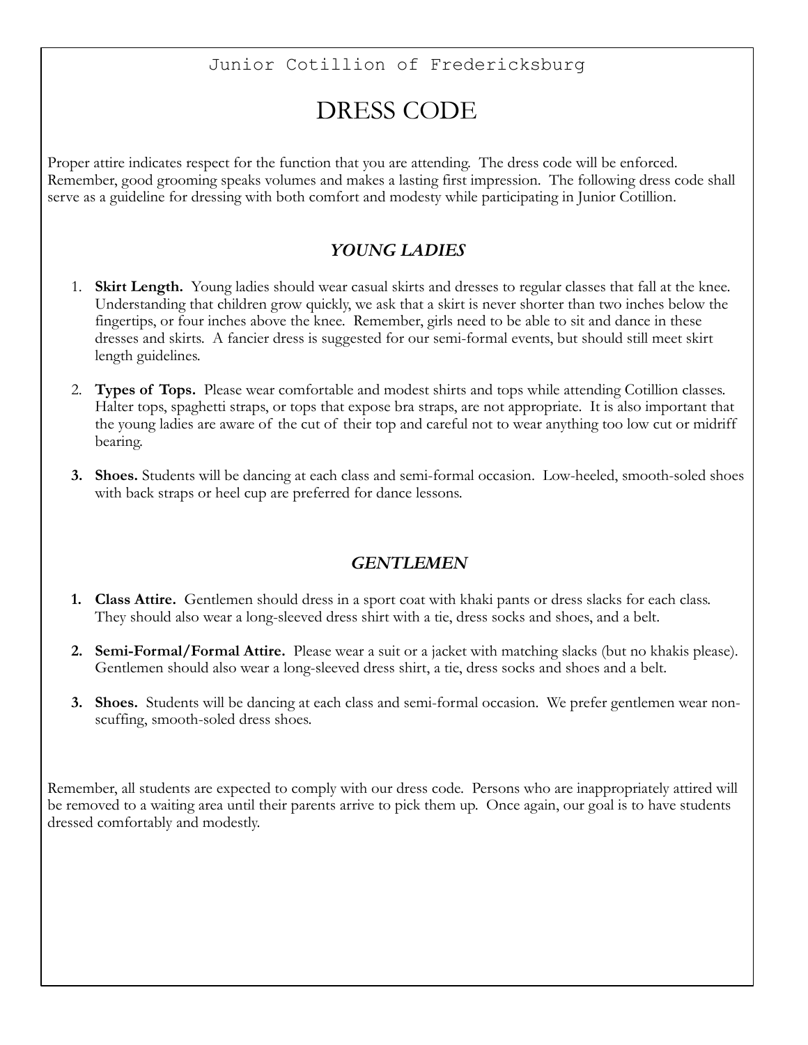Junior Cotillion of Fredericksburg

# DRESS CODE

Proper attire indicates respect for the function that you are attending. The dress code will be enforced. Remember, good grooming speaks volumes and makes a lasting first impression. The following dress code shall serve as a guideline for dressing with both comfort and modesty while participating in Junior Cotillion.

## *YOUNG LADIES*

1. **Skirt Length.** Young ladies should wear casual skirts and dresses to regular classes that fall at the knee. Understanding that children grow quickly, we ask that a skirt is never shorter than two inches below the fingertips, or four inches above the knee. Remember, girls need to be able to sit and dance in these dresses and skirts. A fancier dress is suggested for our semi-formal events, but should still meet skirt length guidelines.

2. **Types of Tops.** Please wear comfortable and modest shirts and tops while attending Cotillion classes. Halter tops, spaghetti straps, or tops that expose bra straps, are not appropriate. It is also important that the young ladies are aware of the cut of their top and careful not to wear anything too low cut or midriff bearing.

3. **Shoes.** Students will be dancing at each class and semi-formal occasion. Low-heeled, smooth-soled shoes with back straps or heel cup are preferred for dance lessons.

## *GENTLEMEN*

1. **Class Attire.** Gentlemen should dress in a sport coat with khaki pants or dress slacks for each class. They should also wear a long-sleeved dress shirt with a tie, dress socks and shoes, and a belt.

2. **Semi-Formal/Formal Attire.** Please wear a suit or a jacket with matching slacks (but no khakis please). Gentlemen should also wear a long-sleeved dress shirt, a tie, dress socks and shoes and a belt.

3. **Shoes.** Students will be dancing at each class and semi-formal occasion. We prefer gentlemen wear non-scuffing, smooth-soled dress shoes.

Remember, all students are expected to comply with our dress code. Persons who are inappropriately attired will be removed to a waiting area until their parents arrive to pick them up. Once again, our goal is to have students dressed comfortably and modestly.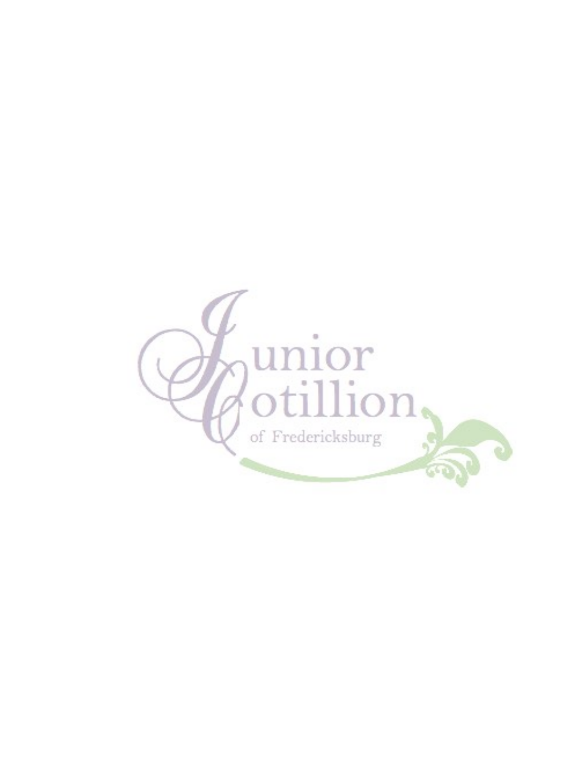Junior Cotillion

of Fredericksburg